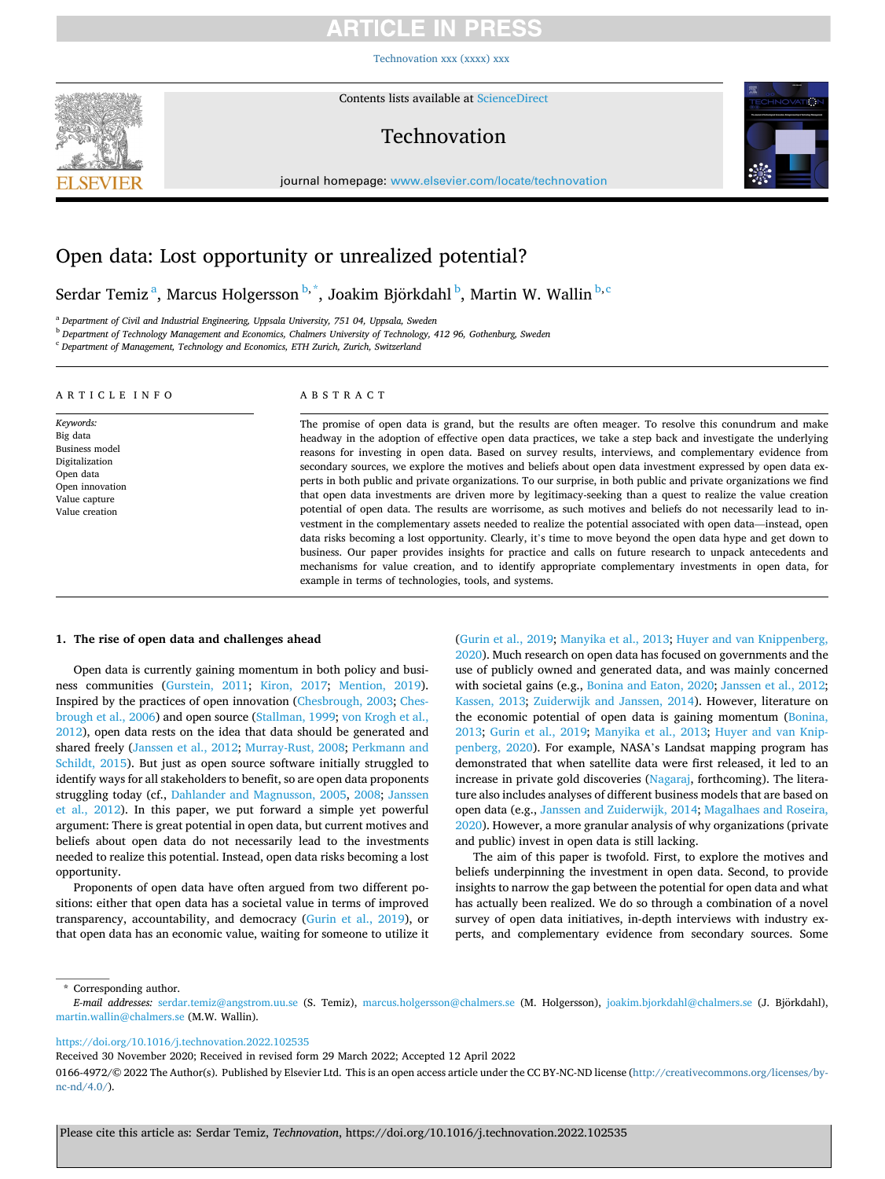# Open data: Lost opportunity or unrealized potential?

Serdar Temiz [a], Marcus Holgersson [b,*], Joakim Björkdahl [b], Martin W. Wallin [b,c]

[a] Department of Civil and Industrial Engineering, Uppsala University, 751 04, Uppsala, Sweden
[b] Department of Technology Management and Economics, Chalmers University of Technology, 412 96, Gothenburg, Sweden
[c] Department of Management, Technology and Economics, ETH Zurich, Zurich, Switzerland

## ARTICLE INFO

*Keywords:*
Big data
Business model
Digitalization
Open data
Open innovation
Value capture
Value creation

## ABSTRACT

The promise of open data is grand, but the results are often meager. To resolve this conundrum and make headway in the adoption of effective open data practices, we take a step back and investigate the underlying reasons for investing in open data. Based on survey results, interviews, and complementary evidence from secondary sources, we explore the motives and beliefs about open data investment expressed by open data experts in both public and private organizations. To our surprise, in both public and private organizations we find that open data investments are driven more by legitimacy-seeking than a quest to realize the value creation potential of open data. The results are worrisome, as such motives and beliefs do not necessarily lead to investment in the complementary assets needed to realize the potential associated with open data—instead, open data risks becoming a lost opportunity. Clearly, it's time to move beyond the open data hype and get down to business. Our paper provides insights for practice and calls on future research to unpack antecedents and mechanisms for value creation, and to identify appropriate complementary investments in open data, for example in terms of technologies, tools, and systems.

## 1. The rise of open data and challenges ahead

Open data is currently gaining momentum in both policy and business communities (Gurstein, 2011; Kiron, 2017; Mention, 2019). Inspired by the practices of open innovation (Chesbrough, 2003; Chesbrough et al., 2006) and open source (Stallman, 1999; von Krogh et al., 2012), open data rests on the idea that data should be generated and shared freely (Janssen et al., 2012; Murray-Rust, 2008; Perkmann and Schildt, 2015). But just as open source software initially struggled to identify ways for all stakeholders to benefit, so are open data proponents struggling today (cf., Dahlander and Magnusson, 2005, 2008; Janssen et al., 2012). In this paper, we put forward a simple yet powerful argument: There is great potential in open data, but current motives and beliefs about open data do not necessarily lead to the investments needed to realize this potential. Instead, open data risks becoming a lost opportunity.

Proponents of open data have often argued from two different positions: either that open data has a societal value in terms of improved transparency, accountability, and democracy (Gurin et al., 2019), or that open data has an economic value, waiting for someone to utilize it (Gurin et al., 2019; Manyika et al., 2013; Huyer and van Knippenberg, 2020). Much research on open data has focused on governments and the use of publicly owned and generated data, and was mainly concerned with societal gains (e.g., Bonina and Eaton, 2020; Janssen et al., 2012; Kassen, 2013; Zuiderwijk and Janssen, 2014). However, literature on the economic potential of open data is gaining momentum (Bonina, 2013; Gurin et al., 2019; Manyika et al., 2013; Huyer and van Knippenberg, 2020). For example, NASA's Landsat mapping program has demonstrated that when satellite data were first released, it led to an increase in private gold discoveries (Nagaraj, forthcoming). The literature also includes analyses of different business models that are based on open data (e.g., Janssen and Zuiderwijk, 2014; Magalhaes and Roseira, 2020). However, a more granular analysis of why organizations (private and public) invest in open data is still lacking.

The aim of this paper is twofold. First, to explore the motives and beliefs underpinning the investment in open data. Second, to provide insights to narrow the gap between the potential for open data and what has actually been realized. We do so through a combination of a novel survey of open data initiatives, in-depth interviews with industry experts, and complementary evidence from secondary sources. Some

* Corresponding author.
*E-mail addresses:* serdar.temiz@angstrom.uu.se (S. Temiz), marcus.holgersson@chalmers.se (M. Holgersson), joakim.bjorkdahl@chalmers.se (J. Björkdahl), martin.wallin@chalmers.se (M.W. Wallin).

https://doi.org/10.1016/j.technovation.2022.102535
Received 30 November 2020; Received in revised form 29 March 2022; Accepted 12 April 2022
0166-4972/© 2022 The Author(s). Published by Elsevier Ltd. This is an open access article under the CC BY-NC-ND license (http://creativecommons.org/licenses/by-nc-nd/4.0/).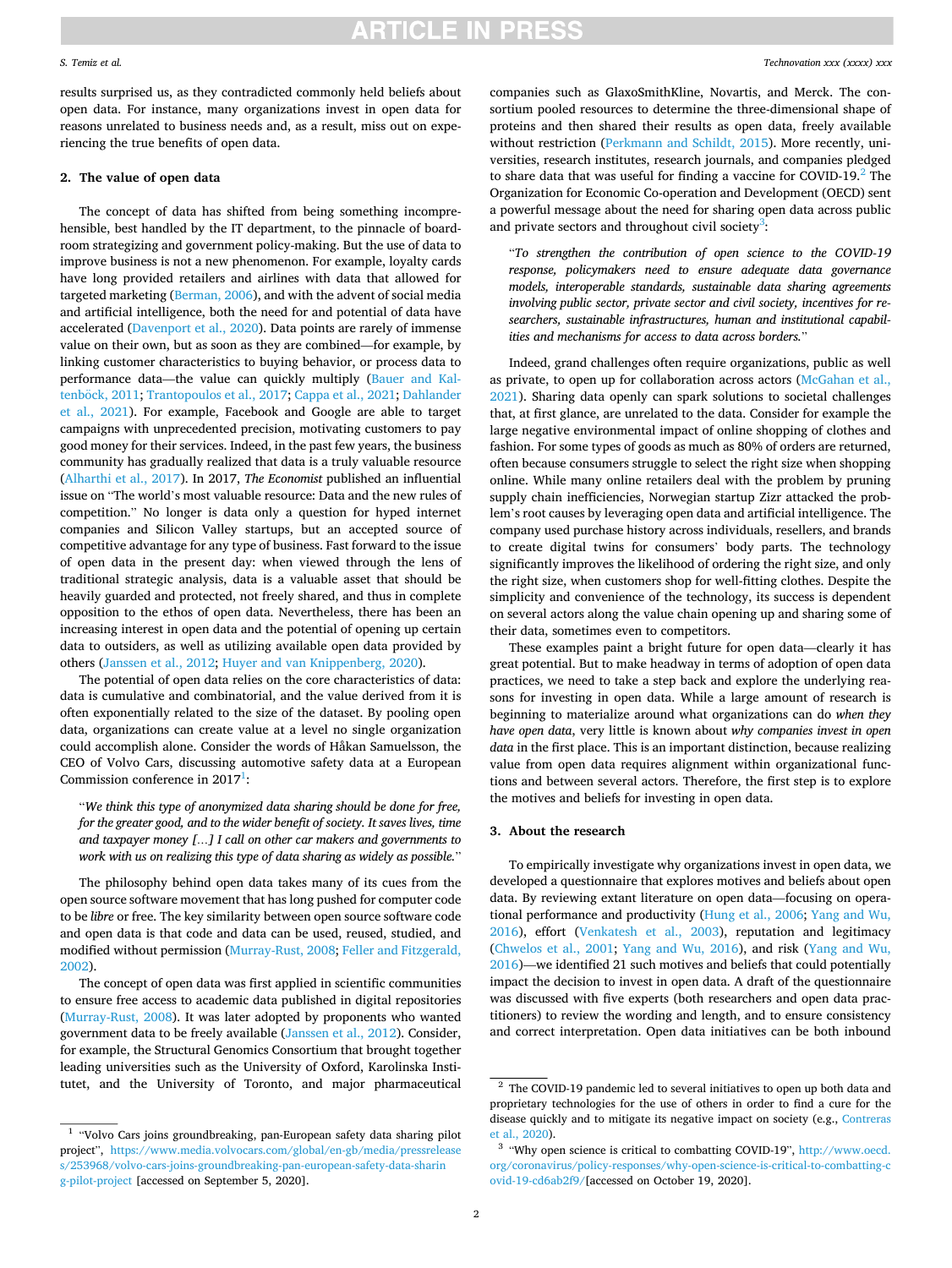results surprised us, as they contradicted commonly held beliefs about open data. For instance, many organizations invest in open data for reasons unrelated to business needs and, as a result, miss out on experiencing the true benefits of open data.

## 2. The value of open data

The concept of data has shifted from being something incomprehensible, best handled by the IT department, to the pinnacle of boardroom strategizing and government policy-making. But the use of data to improve business is not a new phenomenon. For example, loyalty cards have long provided retailers and airlines with data that allowed for targeted marketing (Berman, 2006), and with the advent of social media and artificial intelligence, both the need for and potential of data have accelerated (Davenport et al., 2020). Data points are rarely of immense value on their own, but as soon as they are combined—for example, by linking customer characteristics to buying behavior, or process data to performance data—the value can quickly multiply (Bauer and Kaltenböck, 2011; Trantopoulos et al., 2017; Cappa et al., 2021; Dahlander et al., 2021). For example, Facebook and Google are able to target campaigns with unprecedented precision, motivating customers to pay good money for their services. Indeed, in the past few years, the business community has gradually realized that data is a truly valuable resource (Alharthi et al., 2017). In 2017, *The Economist* published an influential issue on "The world's most valuable resource: Data and the new rules of competition." No longer is data only a question for hyped internet companies and Silicon Valley startups, but an accepted source of competitive advantage for any type of business. Fast forward to the issue of open data in the present day: when viewed through the lens of traditional strategic analysis, data is a valuable asset that should be heavily guarded and protected, not freely shared, and thus in complete opposition to the ethos of open data. Nevertheless, there has been an increasing interest in open data and the potential of opening up certain data to outsiders, as well as utilizing available open data provided by others (Janssen et al., 2012; Huyer and van Knippenberg, 2020).

The potential of open data relies on the core characteristics of data: data is cumulative and combinatorial, and the value derived from it is often exponentially related to the size of the dataset. By pooling open data, organizations can create value at a level no single organization could accomplish alone. Consider the words of Håkan Samuelsson, the CEO of Volvo Cars, discussing automotive safety data at a European Commission conference in 2017[1]:

> "*We think this type of anonymized data sharing should be done for free, for the greater good, and to the wider benefit of society. It saves lives, time and taxpayer money […] I call on other car makers and governments to work with us on realizing this type of data sharing as widely as possible.*"

The philosophy behind open data takes many of its cues from the open source software movement that has long pushed for computer code to be *libre* or free. The key similarity between open source software code and open data is that code and data can be used, reused, studied, and modified without permission (Murray-Rust, 2008; Feller and Fitzgerald, 2002).

The concept of open data was first applied in scientific communities to ensure free access to academic data published in digital repositories (Murray-Rust, 2008). It was later adopted by proponents who wanted government data to be freely available (Janssen et al., 2012). Consider, for example, the Structural Genomics Consortium that brought together leading universities such as the University of Oxford, Karolinska Institutet, and the University of Toronto, and major pharmaceutical companies such as GlaxoSmithKline, Novartis, and Merck. The consortium pooled resources to determine the three-dimensional shape of proteins and then shared their results as open data, freely available without restriction (Perkmann and Schildt, 2015). More recently, universities, research institutes, research journals, and companies pledged to share data that was useful for finding a vaccine for COVID-19.[2] The Organization for Economic Co-operation and Development (OECD) sent a powerful message about the need for sharing open data across public and private sectors and throughout civil society[3]:

> "*To strengthen the contribution of open science to the COVID-19 response, policymakers need to ensure adequate data governance models, interoperable standards, sustainable data sharing agreements involving public sector, private sector and civil society, incentives for researchers, sustainable infrastructures, human and institutional capabilities and mechanisms for access to data across borders.*"

Indeed, grand challenges often require organizations, public as well as private, to open up for collaboration across actors (McGahan et al., 2021). Sharing data openly can spark solutions to societal challenges that, at first glance, are unrelated to the data. Consider for example the large negative environmental impact of online shopping of clothes and fashion. For some types of goods as much as 80% of orders are returned, often because consumers struggle to select the right size when shopping online. While many online retailers deal with the problem by pruning supply chain inefficiencies, Norwegian startup Zizr attacked the problem's root causes by leveraging open data and artificial intelligence. The company used purchase history across individuals, resellers, and brands to create digital twins for consumers' body parts. The technology significantly improves the likelihood of ordering the right size, and only the right size, when customers shop for well-fitting clothes. Despite the simplicity and convenience of the technology, its success is dependent on several actors along the value chain opening up and sharing some of their data, sometimes even to competitors.

These examples paint a bright future for open data—clearly it has great potential. But to make headway in terms of adoption of open data practices, we need to take a step back and explore the underlying reasons for investing in open data. While a large amount of research is beginning to materialize around what organizations can do *when they have open data*, very little is known about *why companies invest in open data* in the first place. This is an important distinction, because realizing value from open data requires alignment within organizational functions and between several actors. Therefore, the first step is to explore the motives and beliefs for investing in open data.

## 3. About the research

To empirically investigate why organizations invest in open data, we developed a questionnaire that explores motives and beliefs about open data. By reviewing extant literature on open data—focusing on operational performance and productivity (Hung et al., 2006; Yang and Wu, 2016), effort (Venkatesh et al., 2003), reputation and legitimacy (Chwelos et al., 2001; Yang and Wu, 2016), and risk (Yang and Wu, 2016)—we identified 21 such motives and beliefs that could potentially impact the decision to invest in open data. A draft of the questionnaire was discussed with five experts (both researchers and open data practitioners) to review the wording and length, and to ensure consistency and correct interpretation. Open data initiatives can be both inbound

---

[1] "Volvo Cars joins groundbreaking, pan-European safety data sharing pilot project", https://www.media.volvocars.com/global/en-gb/media/pressreleases/253968/volvo-cars-joins-groundbreaking-pan-european-safety-data-sharing-pilot-project [accessed on September 5, 2020].

[2] The COVID-19 pandemic led to several initiatives to open up both data and proprietary technologies for the use of others in order to find a cure for the disease quickly and to mitigate its negative impact on society (e.g., Contreras et al., 2020).

[3] "Why open science is critical to combatting COVID-19", http://www.oecd.org/coronavirus/policy-responses/why-open-science-is-critical-to-combatting-covid-19-cd6ab2f9/[accessed on October 19, 2020].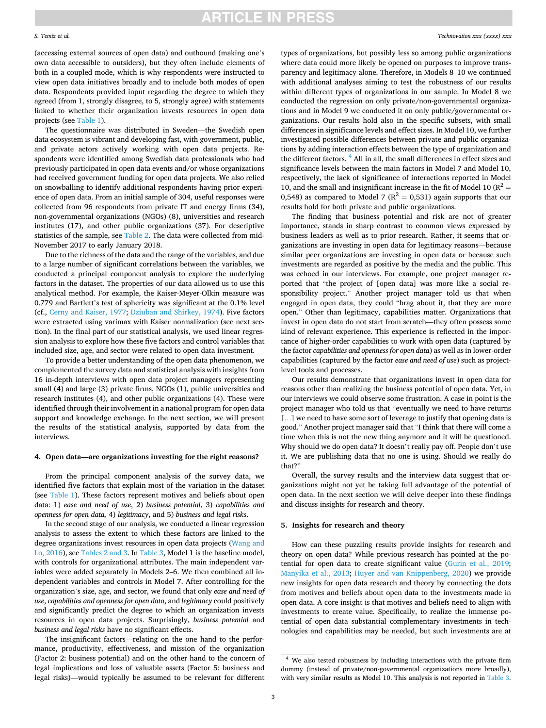(accessing external sources of open data) and outbound (making one's own data accessible to outsiders), but they often include elements of both in a coupled mode, which is why respondents were instructed to view open data initiatives broadly and to include both modes of open data. Respondents provided input regarding the degree to which they agreed (from 1, strongly disagree, to 5, strongly agree) with statements linked to whether their organization invests resources in open data projects (see Table 1).

The questionnaire was distributed in Sweden—the Swedish open data ecosystem is vibrant and developing fast, with government, public, and private actors actively working with open data projects. Respondents were identified among Swedish data professionals who had previously participated in open data events and/or whose organizations had received government funding for open data projects. We also relied on snowballing to identify additional respondents having prior experience of open data. From an initial sample of 304, useful responses were collected from 96 respondents from private IT and energy firms (34), non-governmental organizations (NGOs) (8), universities and research institutes (17), and other public organizations (37). For descriptive statistics of the sample, see Table 2. The data were collected from mid-November 2017 to early January 2018.

Due to the richness of the data and the range of the variables, and due to a large number of significant correlations between the variables, we conducted a principal component analysis to explore the underlying factors in the dataset. The properties of our data allowed us to use this analytical method. For example, the Kaiser-Meyer-Olkin measure was 0.779 and Bartlett's test of sphericity was significant at the 0.1% level (cf., Cerny and Kaiser, 1977; Dziuban and Shirkey, 1974). Five factors were extracted using varimax with Kaiser normalization (see next section). In the final part of our statistical analysis, we used linear regression analysis to explore how these five factors and control variables that included size, age, and sector were related to open data investment.

To provide a better understanding of the open data phenomenon, we complemented the survey data and statistical analysis with insights from 16 in-depth interviews with open data project managers representing small (4) and large (3) private firms, NGOs (1), public universities and research institutes (4), and other public organizations (4). These were identified through their involvement in a national program for open data support and knowledge exchange. In the next section, we will present the results of the statistical analysis, supported by data from the interviews.

## 4. Open data—are organizations investing for the right reasons?

From the principal component analysis of the survey data, we identified five factors that explain most of the variation in the dataset (see Table 1). These factors represent motives and beliefs about open data: 1) *ease and need of use*, 2) *business potential*, 3) *capabilities and openness for open data,* 4) *legitimacy*, and 5) *business and legal risks*.

In the second stage of our analysis, we conducted a linear regression analysis to assess the extent to which these factors are linked to the degree organizations invest resources in open data projects (Wang and Lo, 2016), see Tables 2 and 3. In Table 3, Model 1 is the baseline model, with controls for organizational attributes. The main independent variables were added separately in Models 2–6. We then combined all independent variables and controls in Model 7. After controlling for the organization's size, age, and sector, we found that only *ease and need of use*, *capabilities and openness for open data*, and *legitimacy* could positively and significantly predict the degree to which an organization invests resources in open data projects. Surprisingly, *business potential* and *business and legal risks* have no significant effects.

The insignificant factors—relating on the one hand to the performance, productivity, effectiveness, and mission of the organization (Factor 2: business potential) and on the other hand to the concern of legal implications and loss of valuable assets (Factor 5: business and legal risks)—would typically be assumed to be relevant for different types of organizations, but possibly less so among public organizations where data could more likely be opened on purposes to improve transparency and legitimacy alone. Therefore, in Models 8–10 we continued with additional analyses aiming to test the robustness of our results within different types of organizations in our sample. In Model 8 we conducted the regression on only private/non-governmental organizations and in Model 9 we conducted it on only public/governmental organizations. Our results hold also in the specific subsets, with small differences in significance levels and effect sizes. In Model 10, we further investigated possible differences between private and public organizations by adding interaction effects between the type of organization and the different factors.[4] All in all, the small differences in effect sizes and significance levels between the main factors in Model 7 and Model 10, respectively, the lack of significance of interactions reported in Model 10, and the small and insignificant increase in the fit of Model 10 ($R^2$ = 0,548) as compared to Model 7 ($R^2$ = 0,531) again supports that our results hold for both private and public organizations.

The finding that business potential and risk are not of greater importance, stands in sharp contrast to common views expressed by business leaders as well as to prior research. Rather, it seems that organizations are investing in open data for legitimacy reasons—because similar peer organizations are investing in open data or because such investments are regarded as positive by the media and the public. This was echoed in our interviews. For example, one project manager reported that "the project of [open data] was more like a social responsibility project." Another project manager told us that when engaged in open data, they could "brag about it, that they are more open." Other than legitimacy, capabilities matter. Organizations that invest in open data do not start from scratch—they often possess some kind of relevant experience. This experience is reflected in the importance of higher-order capabilities to work with open data (captured by the factor *capabilities and openness for open data*) as well as in lower-order capabilities (captured by the factor *ease and need of use*) such as project-level tools and processes.

Our results demonstrate that organizations invest in open data for reasons other than realizing the business potential of open data. Yet, in our interviews we could observe some frustration. A case in point is the project manager who told us that "eventually we need to have returns […] we need to have some sort of leverage to justify that opening data is good." Another project manager said that "I think that there will come a time when this is not the new thing anymore and it will be questioned. Why should we do open data? It doesn't really pay off. People don't use it. We are publishing data that no one is using. Should we really do that?"

Overall, the survey results and the interview data suggest that organizations might not yet be taking full advantage of the potential of open data. In the next section we will delve deeper into these findings and discuss insights for research and theory.

## 5. Insights for research and theory

How can these puzzling results provide insights for research and theory on open data? While previous research has pointed at the potential for open data to create significant value (Gurin et al., 2019; Manyika et al., 2013; Huyer and van Knippenberg, 2020) we provide new insights for open data research and theory by connecting the dots from motives and beliefs about open data to the investments made in open data. A core insight is that motives and beliefs need to align with investments to create value. Specifically, to realize the immense potential of open data substantial complementary investments in technologies and capabilities may be needed, but such investments are at

[4] We also tested robustness by including interactions with the private firm dummy (instead of private/non-governmental organizations more broadly), with very similar results as Model 10. This analysis is not reported in Table 3.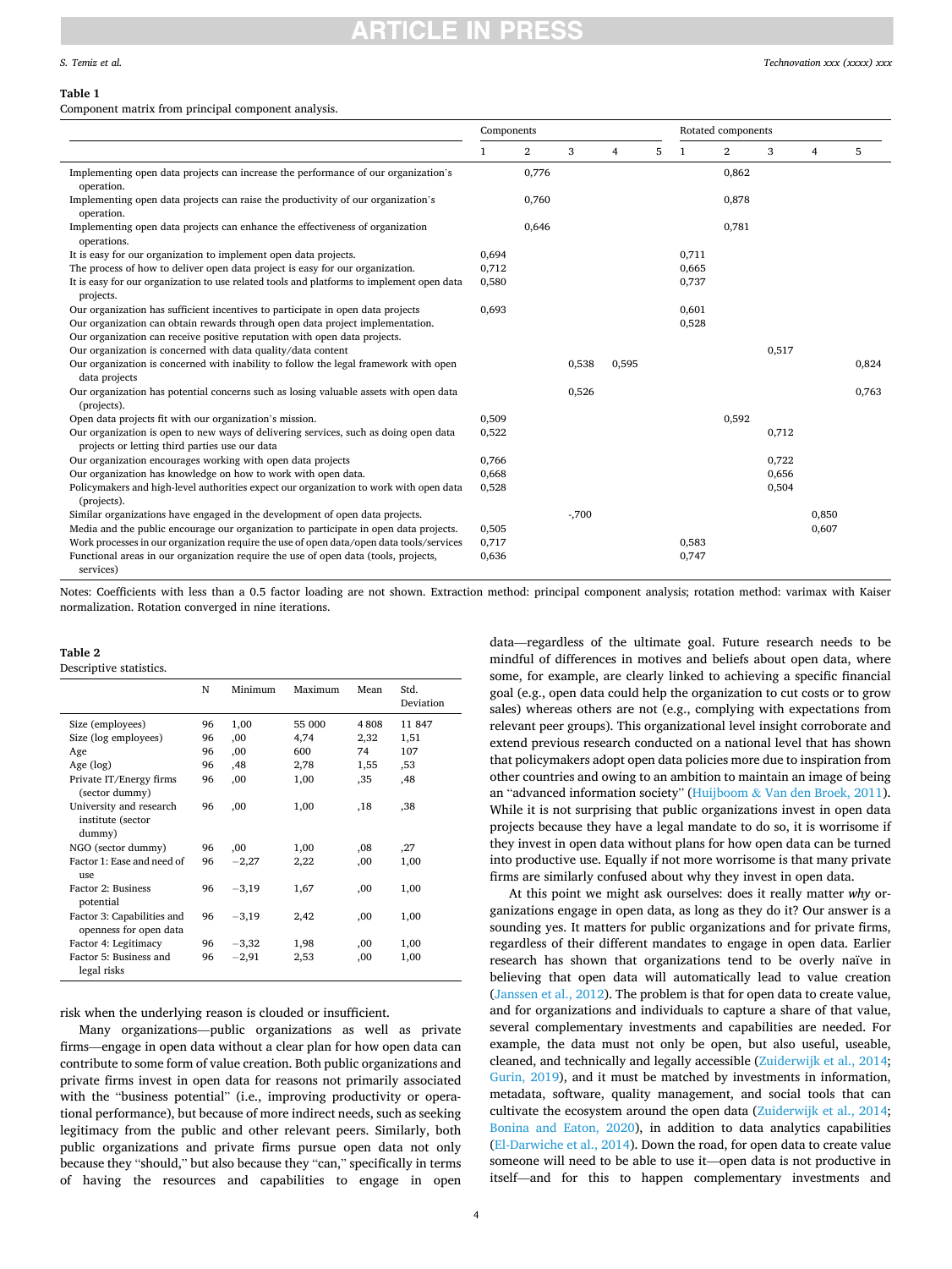**Table 1**
Component matrix from principal component analysis.

| | Components | | | | | Rotated components | | | | |
|---|---|---|---|---|---|---|---|---|---|---|
| | 1 | 2 | 3 | 4 | 5 | 1 | 2 | 3 | 4 | 5 |
| Implementing open data projects can increase the performance of our organization's operation. | | 0,776 | | | | | 0,862 | | | |
| Implementing open data projects can raise the productivity of our organization's operation. | | 0,760 | | | | | 0,878 | | | |
| Implementing open data projects can enhance the effectiveness of organization operations. | | 0,646 | | | | | 0,781 | | | |
| It is easy for our organization to implement open data projects. | 0,694 | | | | | 0,711 | | | | |
| The process of how to deliver open data project is easy for our organization. | 0,712 | | | | | 0,665 | | | | |
| It is easy for our organization to use related tools and platforms to implement open data projects. | 0,580 | | | | | 0,737 | | | | |
| Our organization has sufficient incentives to participate in open data projects | 0,693 | | | | | 0,601 | | | | |
| Our organization can obtain rewards through open data project implementation. | | | | | | 0,528 | | | | |
| Our organization can receive positive reputation with open data projects. | | | | | | | | | | |
| Our organization is concerned with data quality/data content | | | | | | | | 0,517 | | |
| Our organization is concerned with inability to follow the legal framework with open data projects | | | 0,538 | 0,595 | | | | | | 0,824 |
| Our organization has potential concerns such as losing valuable assets with open data (projects). | | | 0,526 | | | | | | | 0,763 |
| Open data projects fit with our organization's mission. | 0,509 | | | | | | 0,592 | | | |
| Our organization is open to new ways of delivering services, such as doing open data projects or letting third parties use our data | 0,522 | | | | | | | 0,712 | | |
| Our organization encourages working with open data projects | 0,766 | | | | | | | 0,722 | | |
| Our organization has knowledge on how to work with open data. | 0,668 | | | | | | | 0,656 | | |
| Policymakers and high-level authorities expect our organization to work with open data (projects). | 0,528 | | | | | | | 0,504 | | |
| Similar organizations have engaged in the development of open data projects. | | | -,700 | | | | | | 0,850 | |
| Media and the public encourage our organization to participate in open data projects. | 0,505 | | | | | | | | 0,607 | |
| Work processes in our organization require the use of open data/open data tools/services | 0,717 | | | | | 0,583 | | | | |
| Functional areas in our organization require the use of open data (tools, projects, services) | 0,636 | | | | | 0,747 | | | | |

Notes: Coefficients with less than a 0.5 factor loading are not shown. Extraction method: principal component analysis; rotation method: varimax with Kaiser normalization. Rotation converged in nine iterations.

**Table 2**
Descriptive statistics.

| | N | Minimum | Maximum | Mean | Std. Deviation |
|---|---|---|---|---|---|
| Size (employees) | 96 | 1,00 | 55 000 | 4 808 | 11 847 |
| Size (log employees) | 96 | ,00 | 4,74 | 2,32 | 1,51 |
| Age | 96 | ,00 | 600 | 74 | 107 |
| Age (log) | 96 | ,48 | 2,78 | 1,55 | ,53 |
| Private IT/Energy firms (sector dummy) | 96 | ,00 | 1,00 | ,35 | ,48 |
| University and research institute (sector dummy) | 96 | ,00 | 1,00 | ,18 | ,38 |
| NGO (sector dummy) | 96 | ,00 | 1,00 | ,08 | ,27 |
| Factor 1: Ease and need of use | 96 | −2,27 | 2,22 | ,00 | 1,00 |
| Factor 2: Business potential | 96 | −3,19 | 1,67 | ,00 | 1,00 |
| Factor 3: Capabilities and openness for open data | 96 | −3,19 | 2,42 | ,00 | 1,00 |
| Factor 4: Legitimacy | 96 | −3,32 | 1,98 | ,00 | 1,00 |
| Factor 5: Business and legal risks | 96 | −2,91 | 2,53 | ,00 | 1,00 |

risk when the underlying reason is clouded or insufficient.

Many organizations—public organizations as well as private firms—engage in open data without a clear plan for how open data can contribute to some form of value creation. Both public organizations and private firms invest in open data for reasons not primarily associated with the "business potential" (i.e., improving productivity or operational performance), but because of more indirect needs, such as seeking legitimacy from the public and other relevant peers. Similarly, both public organizations and private firms pursue open data not only because they "should," but also because they "can," specifically in terms of having the resources and capabilities to engage in open data—regardless of the ultimate goal. Future research needs to be mindful of differences in motives and beliefs about open data, where some, for example, are clearly linked to achieving a specific financial goal (e.g., open data could help the organization to cut costs or to grow sales) whereas others are not (e.g., complying with expectations from relevant peer groups). This organizational level insight corroborate and extend previous research conducted on a national level that has shown that policymakers adopt open data policies more due to inspiration from other countries and owing to an ambition to maintain an image of being an "advanced information society" (Huijboom & Van den Broek, 2011). While it is not surprising that public organizations invest in open data projects because they have a legal mandate to do so, it is worrisome if they invest in open data without plans for how open data can be turned into productive use. Equally if not more worrisome is that many private firms are similarly confused about why they invest in open data.

At this point we might ask ourselves: does it really matter *why* organizations engage in open data, as long as they do it? Our answer is a sounding yes. It matters for public organizations and for private firms, regardless of their different mandates to engage in open data. Earlier research has shown that organizations tend to be overly naïve in believing that open data will automatically lead to value creation (Janssen et al., 2012). The problem is that for open data to create value, and for organizations and individuals to capture a share of that value, several complementary investments and capabilities are needed. For example, the data must not only be open, but also useful, useable, cleaned, and technically and legally accessible (Zuiderwijk et al., 2014; Gurin, 2019), and it must be matched by investments in information, metadata, software, quality management, and social tools that can cultivate the ecosystem around the open data (Zuiderwijk et al., 2014; Bonina and Eaton, 2020), in addition to data analytics capabilities (El-Darwiche et al., 2014). Down the road, for open data to create value someone will need to be able to use it—open data is not productive in itself—and for this to happen complementary investments and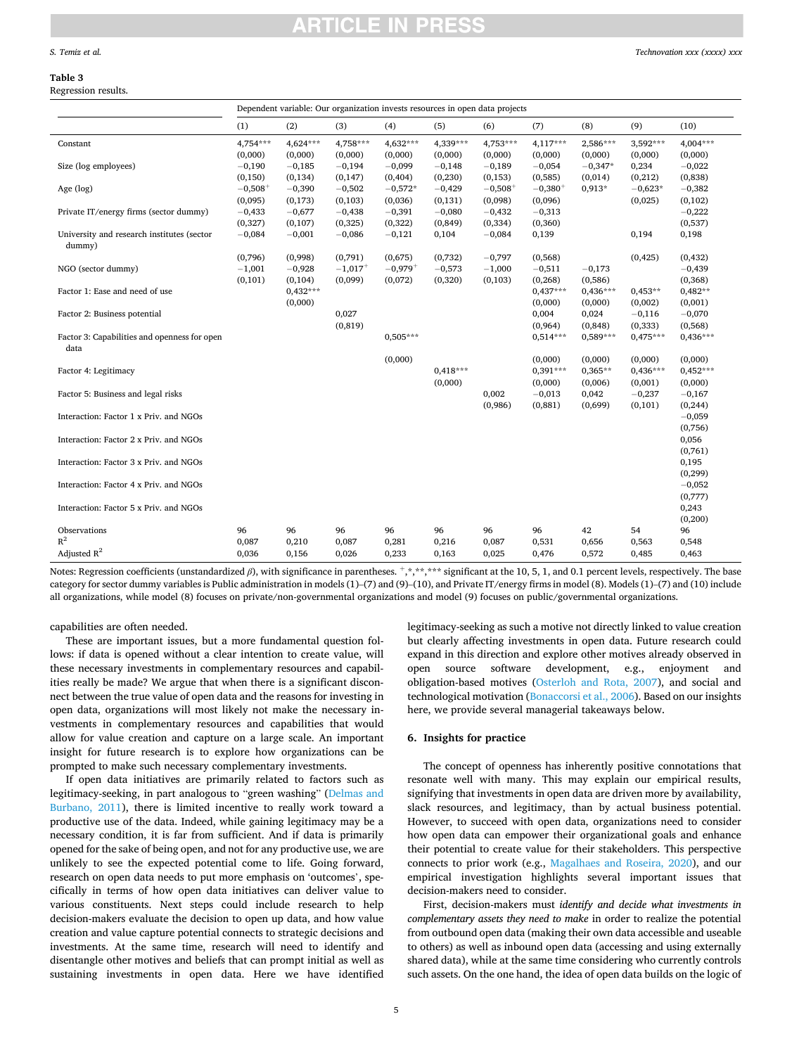**Table 3**
Regression results.

| | Dependent variable: Our organization invests resources in open data projects | | | | | | | | | |
|---|---|---|---|---|---|---|---|---|---|---|
| | (1) | (2) | (3) | (4) | (5) | (6) | (7) | (8) | (9) | (10) |
| Constant | 4,754*** | 4,624*** | 4,758*** | 4,632*** | 4,339*** | 4,753*** | 4,117*** | 2,586*** | 3,592*** | 4,004*** |
| | (0,000) | (0,000) | (0,000) | (0,000) | (0,000) | (0,000) | (0,000) | (0,000) | (0,000) | (0,000) |
| Size (log employees) | −0,190 | −0,185 | −0,194 | −0,099 | −0,148 | −0,189 | −0,054 | −0,347* | 0,234 | −0,022 |
| | (0,150) | (0,134) | (0,147) | (0,404) | (0,230) | (0,153) | (0,585) | (0,014) | (0,212) | (0,838) |
| Age (log) | −0,508$^{+}$ | −0,390 | −0,502 | −0,572* | −0,429 | −0,508$^{+}$ | −0,380$^{+}$ | 0,913* | −0,623* | −0,382 |
| | (0,095) | (0,173) | (0,103) | (0,036) | (0,131) | (0,098) | (0,096) | | (0,025) | (0,102) |
| Private IT/energy firms (sector dummy) | −0,433 | −0,677 | −0,438 | −0,391 | −0,080 | −0,432 | −0,313 | | | −0,222 |
| | (0,327) | (0,107) | (0,325) | (0,322) | (0,849) | (0,334) | (0,360) | | | (0,537) |
| University and research institutes (sector dummy) | −0,084 | −0,001 | −0,086 | −0,121 | 0,104 | −0,084 | 0,139 | | 0,194 | 0,198 |
| | (0,796) | (0,998) | (0,791) | (0,675) | (0,732) | −0,797 | (0,568) | | (0,425) | (0,432) |
| NGO (sector dummy) | −1,001 | −0,928 | −1,017$^{+}$ | −0,979$^{+}$ | −0,573 | −1,000 | −0,511 | −0,173 | | −0,439 |
| | (0,101) | (0,104) | (0,099) | (0,072) | (0,320) | (0,103) | (0,268) | (0,586) | | (0,368) |
| Factor 1: Ease and need of use | | 0,432*** | | | | | 0,437*** | 0,436*** | 0,453** | 0,482** |
| | | (0,000) | | | | | (0,000) | (0,000) | (0,002) | (0,001) |
| Factor 2: Business potential | | | 0,027 | | | | 0,004 | 0,024 | −0,116 | −0,070 |
| | | | (0,819) | | | | (0,964) | (0,848) | (0,333) | (0,568) |
| Factor 3: Capabilities and openness for open data | | | | 0,505*** | | | 0,514*** | 0,589*** | 0,475*** | 0,436*** |
| | | | | (0,000) | | | (0,000) | (0,000) | (0,000) | (0,000) |
| Factor 4: Legitimacy | | | | | 0,418*** | | 0,391*** | 0,365** | 0,436*** | 0,452*** |
| | | | | | (0,000) | | (0,000) | (0,006) | (0,001) | (0,000) |
| Factor 5: Business and legal risks | | | | | | 0,002 | −0,013 | 0,042 | −0,237 | −0,167 |
| | | | | | | (0,986) | (0,881) | (0,699) | (0,101) | (0,244) |
| Interaction: Factor 1 x Priv. and NGOs | | | | | | | | | | −0,059 |
| | | | | | | | | | | (0,756) |
| Interaction: Factor 2 x Priv. and NGOs | | | | | | | | | | 0,056 |
| | | | | | | | | | | (0,761) |
| Interaction: Factor 3 x Priv. and NGOs | | | | | | | | | | 0,195 |
| | | | | | | | | | | (0,299) |
| Interaction: Factor 4 x Priv. and NGOs | | | | | | | | | | −0,052 |
| | | | | | | | | | | (0,777) |
| Interaction: Factor 5 x Priv. and NGOs | | | | | | | | | | 0,243 |
| | | | | | | | | | | (0,200) |
| Observations | 96 | 96 | 96 | 96 | 96 | 96 | 96 | 42 | 54 | 96 |
| $R^2$ | 0,087 | 0,210 | 0,087 | 0,281 | 0,216 | 0,087 | 0,531 | 0,656 | 0,563 | 0,548 |
| Adjusted $R^2$ | 0,036 | 0,156 | 0,026 | 0,233 | 0,163 | 0,025 | 0,476 | 0,572 | 0,485 | 0,463 |

Notes: Regression coefficients (unstandardized $\beta$), with significance in parentheses. $^{+}$,*,**,*** significant at the 10, 5, 1, and 0.1 percent levels, respectively. The base category for sector dummy variables is Public administration in models (1)–(7) and (9)–(10), and Private IT/energy firms in model (8). Models (1)–(7) and (10) include all organizations, while model (8) focuses on private/non-governmental organizations and model (9) focuses on public/governmental organizations.

capabilities are often needed.

These are important issues, but a more fundamental question follows: if data is opened without a clear intention to create value, will these necessary investments in complementary resources and capabilities really be made? We argue that when there is a significant disconnect between the true value of open data and the reasons for investing in open data, organizations will most likely not make the necessary investments in complementary resources and capabilities that would allow for value creation and capture on a large scale. An important insight for future research is to explore how organizations can be prompted to make such necessary complementary investments.

If open data initiatives are primarily related to factors such as legitimacy-seeking, in part analogous to "green washing" (Delmas and Burbano, 2011), there is limited incentive to really work toward a productive use of the data. Indeed, while gaining legitimacy may be a necessary condition, it is far from sufficient. And if data is primarily opened for the sake of being open, and not for any productive use, we are unlikely to see the expected potential come to life. Going forward, research on open data needs to put more emphasis on 'outcomes', specifically in terms of how open data initiatives can deliver value to various constituents. Next steps could include research to help decision-makers evaluate the decision to open up data, and how value creation and value capture potential connects to strategic decisions and investments. At the same time, research will need to identify and disentangle other motives and beliefs that can prompt initial as well as sustaining investments in open data. Here we have identified legitimacy-seeking as such a motive not directly linked to value creation but clearly affecting investments in open data. Future research could expand in this direction and explore other motives already observed in open source software development, e.g., enjoyment and obligation-based motives (Osterloh and Rota, 2007), and social and technological motivation (Bonaccorsi et al., 2006). Based on our insights here, we provide several managerial takeaways below.

## 6. Insights for practice

The concept of openness has inherently positive connotations that resonate well with many. This may explain our empirical results, signifying that investments in open data are driven more by availability, slack resources, and legitimacy, than by actual business potential. However, to succeed with open data, organizations need to consider how open data can empower their organizational goals and enhance their potential to create value for their stakeholders. This perspective connects to prior work (e.g., Magalhaes and Roseira, 2020), and our empirical investigation highlights several important issues that decision-makers need to consider.

First, decision-makers must *identify and decide what investments in complementary assets they need to make* in order to realize the potential from outbound open data (making their own data accessible and useable to others) as well as inbound open data (accessing and using externally shared data), while at the same time considering who currently controls such assets. On the one hand, the idea of open data builds on the logic of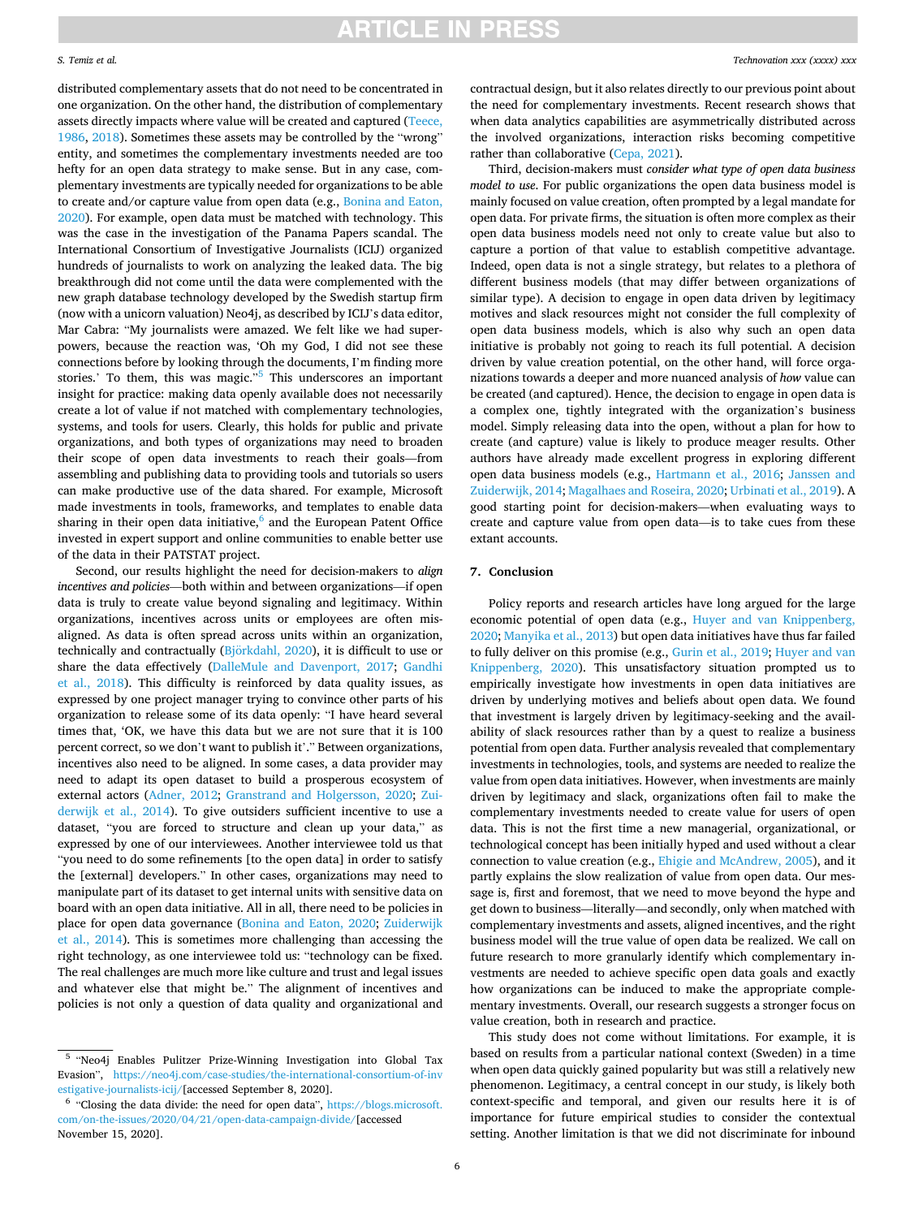distributed complementary assets that do not need to be concentrated in one organization. On the other hand, the distribution of complementary assets directly impacts where value will be created and captured (Teece, 1986, 2018). Sometimes these assets may be controlled by the "wrong" entity, and sometimes the complementary investments needed are too hefty for an open data strategy to make sense. But in any case, complementary investments are typically needed for organizations to be able to create and/or capture value from open data (e.g., Bonina and Eaton, 2020). For example, open data must be matched with technology. This was the case in the investigation of the Panama Papers scandal. The International Consortium of Investigative Journalists (ICIJ) organized hundreds of journalists to work on analyzing the leaked data. The big breakthrough did not come until the data were complemented with the new graph database technology developed by the Swedish startup firm (now with a unicorn valuation) Neo4j, as described by ICIJ's data editor, Mar Cabra: "My journalists were amazed. We felt like we had superpowers, because the reaction was, 'Oh my God, I did not see these connections before by looking through the documents, I'm finding more stories.' To them, this was magic."[5] This underscores an important insight for practice: making data openly available does not necessarily create a lot of value if not matched with complementary technologies, systems, and tools for users. Clearly, this holds for public and private organizations, and both types of organizations may need to broaden their scope of open data investments to reach their goals—from assembling and publishing data to providing tools and tutorials so users can make productive use of the data shared. For example, Microsoft made investments in tools, frameworks, and templates to enable data sharing in their open data initiative,[6] and the European Patent Office invested in expert support and online communities to enable better use of the data in their PATSTAT project.

Second, our results highlight the need for decision-makers to *align incentives and policies*—both within and between organizations—if open data is truly to create value beyond signaling and legitimacy. Within organizations, incentives across units or employees are often misaligned. As data is often spread across units within an organization, technically and contractually (Björkdahl, 2020), it is difficult to use or share the data effectively (DalleMule and Davenport, 2017; Gandhi et al., 2018). This difficulty is reinforced by data quality issues, as expressed by one project manager trying to convince other parts of his organization to release some of its data openly: "I have heard several times that, 'OK, we have this data but we are not sure that it is 100 percent correct, so we don't want to publish it'." Between organizations, incentives also need to be aligned. In some cases, a data provider may need to adapt its open dataset to build a prosperous ecosystem of external actors (Adner, 2012; Granstrand and Holgersson, 2020; Zuiderwijk et al., 2014). To give outsiders sufficient incentive to use a dataset, "you are forced to structure and clean up your data," as expressed by one of our interviewees. Another interviewee told us that "you need to do some refinements [to the open data] in order to satisfy the [external] developers." In other cases, organizations may need to manipulate part of its dataset to get internal units with sensitive data on board with an open data initiative. All in all, there need to be policies in place for open data governance (Bonina and Eaton, 2020; Zuiderwijk et al., 2014). This is sometimes more challenging than accessing the right technology, as one interviewee told us: "technology can be fixed. The real challenges are much more like culture and trust and legal issues and whatever else that might be." The alignment of incentives and policies is not only a question of data quality and organizational and contractual design, but it also relates directly to our previous point about the need for complementary investments. Recent research shows that when data analytics capabilities are asymmetrically distributed across the involved organizations, interaction risks becoming competitive rather than collaborative (Cepa, 2021).

Third, decision-makers must *consider what type of open data business model to use*. For public organizations the open data business model is mainly focused on value creation, often prompted by a legal mandate for open data. For private firms, the situation is often more complex as their open data business models need not only to create value but also to capture a portion of that value to establish competitive advantage. Indeed, open data is not a single strategy, but relates to a plethora of different business models (that may differ between organizations of similar type). A decision to engage in open data driven by legitimacy motives and slack resources might not consider the full complexity of open data business models, which is also why such an open data initiative is probably not going to reach its full potential. A decision driven by value creation potential, on the other hand, will force organizations towards a deeper and more nuanced analysis of *how* value can be created (and captured). Hence, the decision to engage in open data is a complex one, tightly integrated with the organization's business model. Simply releasing data into the open, without a plan for how to create (and capture) value is likely to produce meager results. Other authors have already made excellent progress in exploring different open data business models (e.g., Hartmann et al., 2016; Janssen and Zuiderwijk, 2014; Magalhaes and Roseira, 2020; Urbinati et al., 2019). A good starting point for decision-makers—when evaluating ways to create and capture value from open data—is to take cues from these extant accounts.

## 7. Conclusion

Policy reports and research articles have long argued for the large economic potential of open data (e.g., Huyer and van Knippenberg, 2020; Manyika et al., 2013) but open data initiatives have thus far failed to fully deliver on this promise (e.g., Gurin et al., 2019; Huyer and van Knippenberg, 2020). This unsatisfactory situation prompted us to empirically investigate how investments in open data initiatives are driven by underlying motives and beliefs about open data. We found that investment is largely driven by legitimacy-seeking and the availability of slack resources rather than by a quest to realize a business potential from open data. Further analysis revealed that complementary investments in technologies, tools, and systems are needed to realize the value from open data initiatives. However, when investments are mainly driven by legitimacy and slack, organizations often fail to make the complementary investments needed to create value for users of open data. This is not the first time a new managerial, organizational, or technological concept has been initially hyped and used without a clear connection to value creation (e.g., Ehigie and McAndrew, 2005), and it partly explains the slow realization of value from open data. Our message is, first and foremost, that we need to move beyond the hype and get down to business—literally—and secondly, only when matched with complementary investments and assets, aligned incentives, and the right business model will the true value of open data be realized. We call on future research to more granularly identify which complementary investments are needed to achieve specific open data goals and exactly how organizations can be induced to make the appropriate complementary investments. Overall, our research suggests a stronger focus on value creation, both in research and practice.

This study does not come without limitations. For example, it is based on results from a particular national context (Sweden) in a time when open data quickly gained popularity but was still a relatively new phenomenon. Legitimacy, a central concept in our study, is likely both context-specific and temporal, and given our results here it is of importance for future empirical studies to consider the contextual setting. Another limitation is that we did not discriminate for inbound

[5] "Neo4j Enables Pulitzer Prize-Winning Investigation into Global Tax Evasion", https://neo4j.com/case-studies/the-international-consortium-of-investigative-journalists-icij/[accessed September 8, 2020].

[6] "Closing the data divide: the need for open data", https://blogs.microsoft.com/on-the-issues/2020/04/21/open-data-campaign-divide/[accessed November 15, 2020].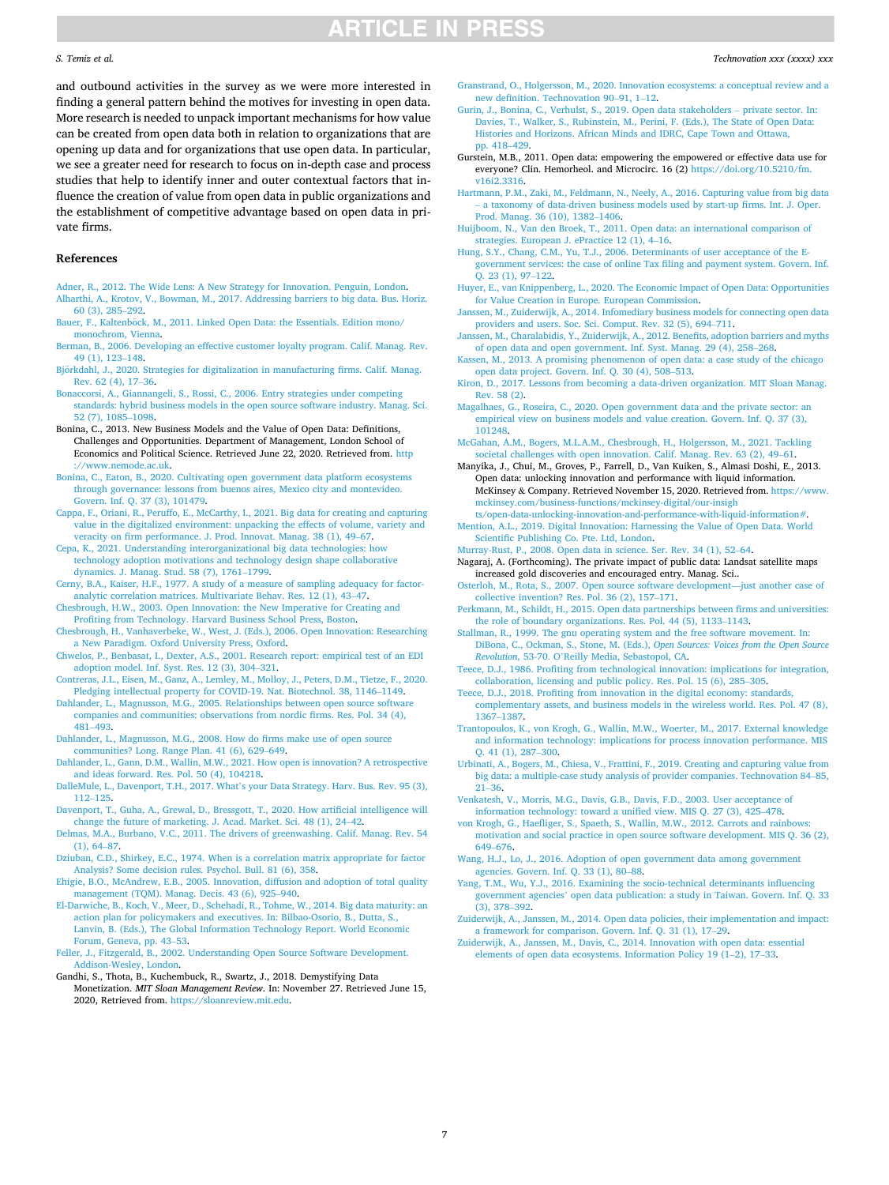and outbound activities in the survey as we were more interested in finding a general pattern behind the motives for investing in open data. More research is needed to unpack important mechanisms for how value can be created from open data both in relation to organizations that are opening up data and for organizations that use open data. In particular, we see a greater need for research to focus on in-depth case and process studies that help to identify inner and outer contextual factors that influence the creation of value from open data in public organizations and the establishment of competitive advantage based on open data in private firms.

## References

Adner, R., 2012. The Wide Lens: A New Strategy for Innovation. Penguin, London.

Alharthi, A., Krotov, V., Bowman, M., 2017. Addressing barriers to big data. Bus. Horiz. 60 (3), 285–292.

Bauer, F., Kaltenböck, M., 2011. Linked Open Data: the Essentials. Edition mono/monochrom, Vienna.

Berman, B., 2006. Developing an effective customer loyalty program. Calif. Manag. Rev. 49 (1), 123–148.

Björkdahl, J., 2020. Strategies for digitalization in manufacturing firms. Calif. Manag. Rev. 62 (4), 17–36.

Bonaccorsi, A., Giannangeli, S., Rossi, C., 2006. Entry strategies under competing standards: hybrid business models in the open source software industry. Manag. Sci. 52 (7), 1085–1098.

Bonina, C., 2013. New Business Models and the Value of Open Data: Definitions, Challenges and Opportunities. Department of Management, London School of Economics and Political Science. Retrieved June 22, 2020. Retrieved from. http://www.nemode.ac.uk.

Bonina, C., Eaton, B., 2020. Cultivating open government data platform ecosystems through governance: lessons from buenos aires, Mexico city and montevideo. Govern. Inf. Q. 37 (3), 101479.

Cappa, F., Oriani, R., Peruffo, E., McCarthy, I., 2021. Big data for creating and capturing value in the digitalized environment: unpacking the effects of volume, variety and veracity on firm performance. J. Prod. Innovat. Manag. 38 (1), 49–67.

Cepa, K., 2021. Understanding interorganizational big data technologies: how technology adoption motivations and technology design shape collaborative dynamics. J. Manag. Stud. 58 (7), 1761–1799.

Cerny, B.A., Kaiser, H.F., 1977. A study of a measure of sampling adequacy for factor-analytic correlation matrices. Multivariate Behav. Res. 12 (1), 43–47.

Chesbrough, H.W., 2003. Open Innovation: the New Imperative for Creating and Profiting from Technology. Harvard Business School Press, Boston.

Chesbrough, H., Vanhaverbeke, W., West, J. (Eds.), 2006. Open Innovation: Researching a New Paradigm. Oxford University Press, Oxford.

Chwelos, P., Benbasat, I., Dexter, A.S., 2001. Research report: empirical test of an EDI adoption model. Inf. Syst. Res. 12 (3), 304–321.

Contreras, J.L., Eisen, M., Ganz, A., Lemley, M., Molloy, J., Peters, D.M., Tietze, F., 2020. Pledging intellectual property for COVID-19. Nat. Biotechnol. 38, 1146–1149.

Dahlander, L., Magnusson, M.G., 2005. Relationships between open source software companies and communities: observations from nordic firms. Res. Pol. 34 (4), 481–493.

Dahlander, L., Magnusson, M.G., 2008. How do firms make use of open source communities? Long. Range Plan. 41 (6), 629–649.

Dahlander, L., Gann, D.M., Wallin, M.W., 2021. How open is innovation? A retrospective and ideas forward. Res. Pol. 50 (4), 104218.

DalleMule, L., Davenport, T.H., 2017. What's your Data Strategy. Harv. Bus. Rev. 95 (3), 112–125.

Davenport, T., Guha, A., Grewal, D., Bressgott, T., 2020. How artificial intelligence will change the future of marketing. J. Acad. Market. Sci. 48 (1), 24–42.

Delmas, M.A., Burbano, V.C., 2011. The drivers of greenwashing. Calif. Manag. Rev. 54 (1), 64–87.

Dziuban, C.D., Shirkey, E.C., 1974. When is a correlation matrix appropriate for factor Analysis? Some decision rules. Psychol. Bull. 81 (6), 358.

Ehigie, B.O., McAndrew, E.B., 2005. Innovation, diffusion and adoption of total quality management (TQM). Manag. Decis. 43 (6), 925–940.

El-Darwiche, B., Koch, V., Meer, D., Schehadi, R., Tohme, W., 2014. Big data maturity: an action plan for policymakers and executives. In: Bilbao-Osorio, B., Dutta, S., Lanvin, B. (Eds.), The Global Information Technology Report. World Economic Forum, Geneva, pp. 43–53.

Feller, J., Fitzgerald, B., 2002. Understanding Open Source Software Development. Addison-Wesley, London.

Gandhi, S., Thota, B., Kuchembuck, R., Swartz, J., 2018. Demystifying Data Monetization. *MIT Sloan Management Review*. In: November 27. Retrieved June 15, 2020, Retrieved from. https://sloanreview.mit.edu.

Granstrand, O., Holgersson, M., 2020. Innovation ecosystems: a conceptual review and a new definition. Technovation 90–91, 1–12.

Gurin, J., Bonina, C., Verhulst, S., 2019. Open data stakeholders – private sector. In: Davies, T., Walker, S., Rubinstein, M., Perini, F. (Eds.), The State of Open Data: Histories and Horizons. African Minds and IDRC, Cape Town and Ottawa, pp. 418–429.

Gurstein, M.B., 2011. Open data: empowering the empowered or effective data use for everyone? Clin. Hemorheol. and Microcirc. 16 (2) https://doi.org/10.5210/fm.v16i2.3316.

Hartmann, P.M., Zaki, M., Feldmann, N., Neely, A., 2016. Capturing value from big data – a taxonomy of data-driven business models used by start-up firms. Int. J. Oper. Prod. Manag. 36 (10), 1382–1406.

Huijboom, N., Van den Broek, T., 2011. Open data: an international comparison of strategies. European J. ePractice 12 (1), 4–16.

Hung, S.Y., Chang, C.M., Yu, T.J., 2006. Determinants of user acceptance of the E-government services: the case of online Tax filing and payment system. Govern. Inf. Q. 23 (1), 97–122.

Huyer, E., van Knippenberg, L., 2020. The Economic Impact of Open Data: Opportunities for Value Creation in Europe. European Commission.

Janssen, M., Zuiderwijk, A., 2014. Infomediary business models for connecting open data providers and users. Soc. Sci. Comput. Rev. 32 (5), 694–711.

Janssen, M., Charalabidis, Y., Zuiderwijk, A., 2012. Benefits, adoption barriers and myths of open data and open government. Inf. Syst. Manag. 29 (4), 258–268.

Kassen, M., 2013. A promising phenomenon of open data: a case study of the chicago open data project. Govern. Inf. Q. 30 (4), 508–513.

Kiron, D., 2017. Lessons from becoming a data-driven organization. MIT Sloan Manag. Rev. 58 (2).

Magalhaes, G., Roseira, C., 2020. Open government data and the private sector: an empirical view on business models and value creation. Govern. Inf. Q. 37 (3), 101248.

McGahan, A.M., Bogers, M.L.A.M., Chesbrough, H., Holgersson, M., 2021. Tackling societal challenges with open innovation. Calif. Manag. Rev. 63 (2), 49–61.

Manyika, J., Chui, M., Groves, P., Farrell, D., Van Kuiken, S., Almasi Doshi, E., 2013. Open data: unlocking innovation and performance with liquid information. McKinsey & Company. Retrieved November 15, 2020. Retrieved from. https://www.mckinsey.com/business-functions/mckinsey-digital/our-insights/open-data-unlocking-innovation-and-performance-with-liquid-information#.

Mention, A.L., 2019. Digital Innovation: Harnessing the Value of Open Data. World Scientific Publishing Co. Pte. Ltd, London.

Murray-Rust, P., 2008. Open data in science. Ser. Rev. 34 (1), 52–64.

Nagaraj, A. (Forthcoming). The private impact of public data: Landsat satellite maps increased gold discoveries and encouraged entry. Manag. Sci..

Osterloh, M., Rota, S., 2007. Open source software development—just another case of collective invention? Res. Pol. 36 (2), 157–171.

Perkmann, M., Schildt, H., 2015. Open data partnerships between firms and universities: the role of boundary organizations. Res. Pol. 44 (5), 1133–1143.

Stallman, R., 1999. The gnu operating system and the free software movement. In: DiBona, C., Ockman, S., Stone, M. (Eds.), *Open Sources: Voices from the Open Source Revolution*, 53-70. O'Reilly Media, Sebastopol, CA.

Teece, D.J., 1986. Profiting from technological innovation: implications for integration, collaboration, licensing and public policy. Res. Pol. 15 (6), 285–305.

Teece, D.J., 2018. Profiting from innovation in the digital economy: standards, complementary assets, and business models in the wireless world. Res. Pol. 47 (8), 1367–1387.

Trantopoulos, K., von Krogh, G., Wallin, M.W., Woerter, M., 2017. External knowledge and information technology: implications for process innovation performance. MIS Q. 41 (1), 287–300.

Urbinati, A., Bogers, M., Chiesa, V., Frattini, F., 2019. Creating and capturing value from big data: a multiple-case study analysis of provider companies. Technovation 84–85, 21–36.

Venkatesh, V., Morris, M.G., Davis, G.B., Davis, F.D., 2003. User acceptance of information technology: toward a unified view. MIS Q. 27 (3), 425–478.

von Krogh, G., Haefliger, S., Spaeth, S., Wallin, M.W., 2012. Carrots and rainbows: motivation and social practice in open source software development. MIS Q. 36 (2), 649–676.

Wang, H.J., Lo, J., 2016. Adoption of open government data among government agencies. Govern. Inf. Q. 33 (1), 80–88.

Yang, T.M., Wu, Y.J., 2016. Examining the socio-technical determinants influencing government agencies' open data publication: a study in Taiwan. Govern. Inf. Q. 33 (3), 378–392.

Zuiderwijk, A., Janssen, M., 2014. Open data policies, their implementation and impact: a framework for comparison. Govern. Inf. Q. 31 (1), 17–29.

Zuiderwijk, A., Janssen, M., Davis, C., 2014. Innovation with open data: essential elements of open data ecosystems. Information Policy 19 (1–2), 17–33.